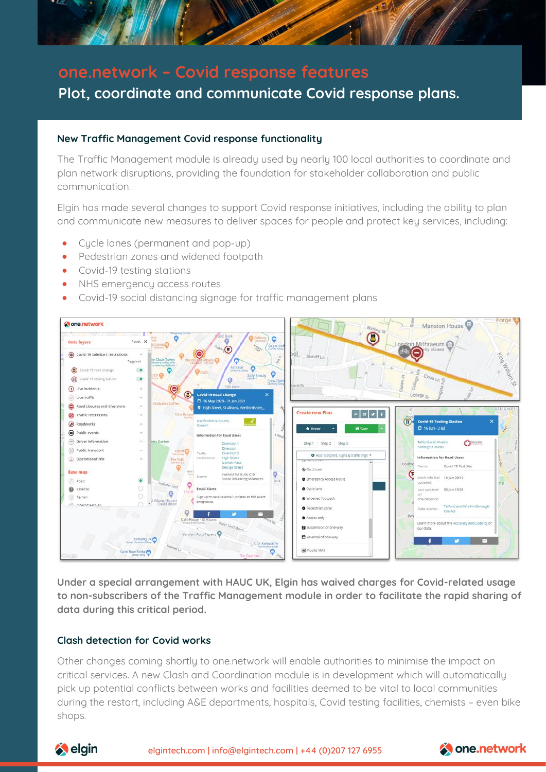# one.network – Covid response features

## Plot, coordinate and communicate Covid response plans.

### New Traffic Management Covid response functionality

The Traffic Management module is already used by nearly 100 local authorities to coordinate and plan network disruptions, providing the foundation for stakeholder collaboration and public communication.

Elgin has made several changes to support Covid response initiatives, including the ability to plan and communicate new measures to deliver spaces for people and protect key services, including:

- Cycle lanes (permanent and pop-up)
- Pedestrian zones and widened footpath
- Covid-19 testing stations
- NHS emergency access routes
- Covid-19 social distancing signage for traffic management plans

**Under a special arrangement with HAUC UK, Elgin has waived charges for Covid-related usage to non-subscribers of the Traffic Management module in order to facilitate the rapid sharing of data during this critical period.**

### Clash detection for Covid works

Other changes coming shortly to one.network will enable authorities to minimise the impact on critical services. A new Clash and Coordination module is in development which will automatically pick up potential conflicts between works and facilities deemed to be vital to local communities during the restart, including A&E departments, hospitals, Covid testing facilities, chemists – even bike shops.

elgintech.com | info@elgintech.com | +44 (0)207 127 6955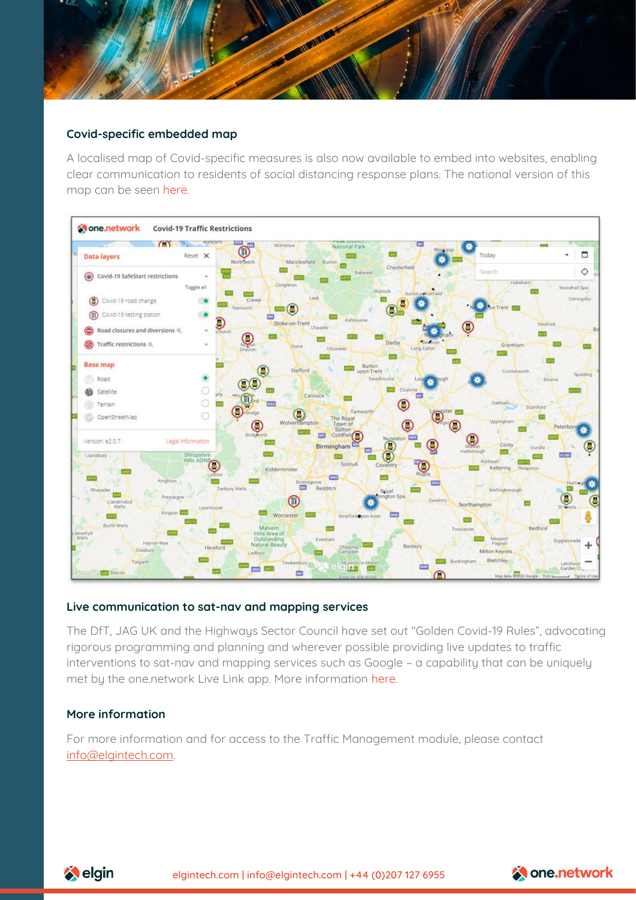### Covid-specific embedded map

A localised map of Covid-specific measures is also now available to embed into websites, enabling clear communication to residents of social distancing response plans. The national version of this map can be seen here.

### Live communication to sat-nav and mapping services

The DfT, JAG UK and the Highways Sector Council have set out "Golden Covid-19 Rules", advocating rigorous programming and planning and wherever possible providing live updates to traffic interventions to sat-nav and mapping services such as Google – a capability that can be uniquely met by the one.network Live Link app. More information here.

### More information

For more information and for access to the Traffic Management module, please contact info@elgintech.com.

elgintech.com | info@elgintech.com | +44 (0)207 127 6955